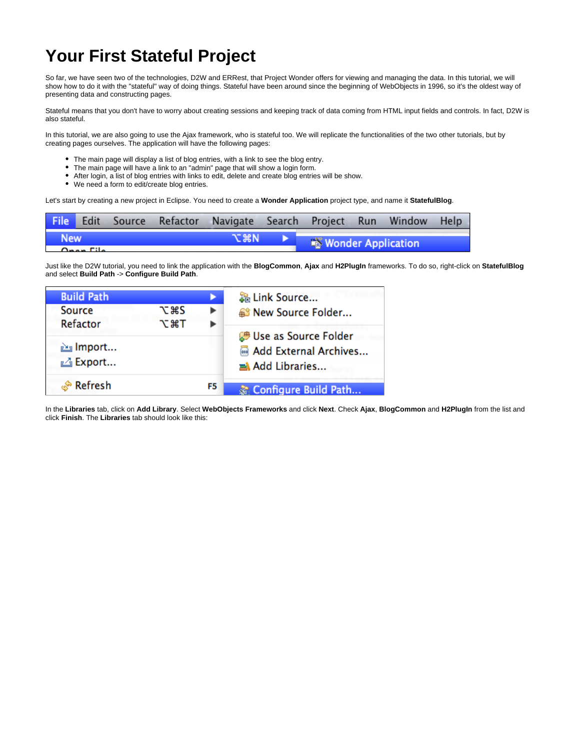# Your First Stateful Project

So far, we have seen two of the technologies, D2W and ERRest, that Project Wonder offers for viewing and managing the data. In this tutorial, we will show how to do it with the "stateful" way of doing things. Stateful have been around since the beginning of WebObjects in 1996, so it's the oldest way of presenting data and constructing pages.

Stateful means that you don't have to worry about creating sessions and keeping track of data coming from HTML input fields and controls. In fact, D2W is also stateful.

In this tutorial, we are also going to use the Ajax framework, who is stateful too. We will replicate the functionalities of the two other tutorials, but by creating pages ourselves. The application will have the following pages:

- The main page will display a list of blog entries, with a link to see the blog entry.
- The main page will have a link to an "admin" page that will show a login form.
- After login, a list of blog entries with links to edit, delete and create blog entries will be show.
- We need a form to edit/create blog entries.

Let's start by creating a new project in Eclipse. You need to create a **Wonder Application** project type, and name it **StatefulBlog**.

Just like the D2W tutorial, you need to link the application with the **BlogCommon**, **Ajax** and **H2PlugIn** frameworks. To do so, right-click on **StatefulBlog** and select **Build Path** -> **Configure Build Path**.

In the **Libraries** tab, click on **Add Library**. Select **WebObjects Frameworks** and click **Next**. Check **Ajax**, **BlogCommon** and **H2PlugIn** from the list and click **Finish**. The **Libraries** tab should look like this: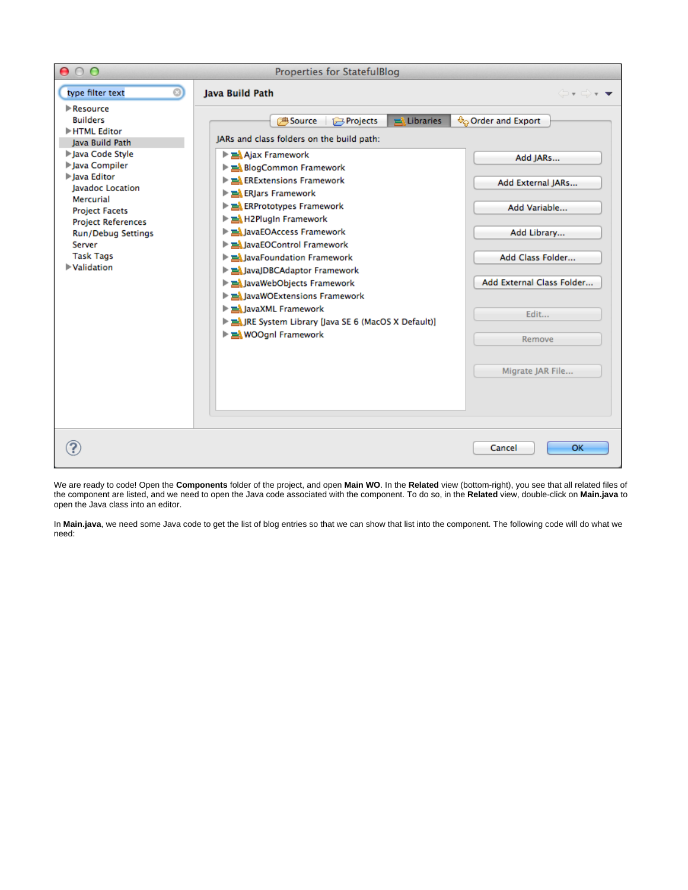We are ready to code! Open the **Components** folder of the project, and open **Main WO**. In the **Related** view (bottom-right), you see that all related files of the component are listed, and we need to open the Java code associated with the component. To do so, in the **Related** view, double-click on **Main.java** to open the Java class into an editor.

In **Main.java**, we need some Java code to get the list of blog entries so that we can show that list into the component. The following code will do what we need: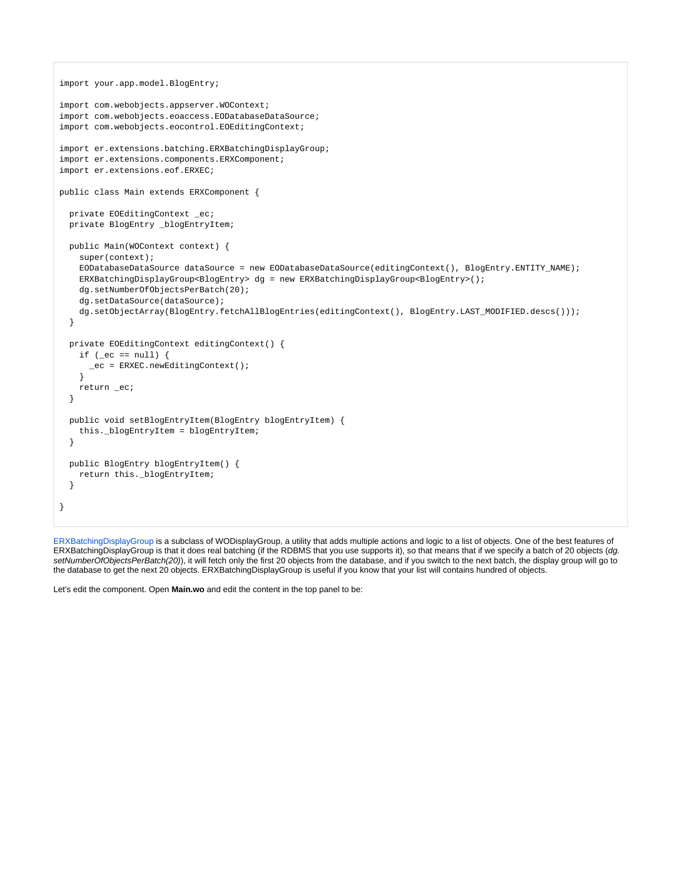```java
import your.app.model.BlogEntry;

import com.webobjects.appserver.WOContext;
import com.webobjects.eoaccess.EODatabaseDataSource;
import com.webobjects.eocontrol.EOEditingContext;

import er.extensions.batching.ERXBatchingDisplayGroup;
import er.extensions.components.ERXComponent;
import er.extensions.eof.ERXEC;

public class Main extends ERXComponent {

  private EOEditingContext _ec;
  private BlogEntry _blogEntryItem;

  public Main(WOContext context) {
    super(context);
    EODatabaseDataSource dataSource = new EODatabaseDataSource(editingContext(), BlogEntry.ENTITY_NAME);
    ERXBatchingDisplayGroup<BlogEntry> dg = new ERXBatchingDisplayGroup<BlogEntry>();
    dg.setNumberOfObjectsPerBatch(20);
    dg.setDataSource(dataSource);
    dg.setObjectArray(BlogEntry.fetchAllBlogEntries(editingContext(), BlogEntry.LAST_MODIFIED.descs()));
  }

  private EOEditingContext editingContext() {
    if (_ec == null) {
      _ec = ERXEC.newEditingContext();
    }
    return _ec;
  }

  public void setBlogEntryItem(BlogEntry blogEntryItem) {
    this._blogEntryItem = blogEntryItem;
  }

  public BlogEntry blogEntryItem() {
    return this._blogEntryItem;
  }

}
```

ERXBatchingDisplayGroup is a subclass of WODisplayGroup, a utility that adds multiple actions and logic to a list of objects. One of the best features of ERXBatchingDisplayGroup is that it does real batching (if the RDBMS that you use supports it), so that means that if we specify a batch of 20 objects (*dg. setNumberOfObjectsPerBatch(20)*), it will fetch only the first 20 objects from the database, and if you switch to the next batch, the display group will go to the database to get the next 20 objects. ERXBatchingDisplayGroup is useful if you know that your list will contains hundred of objects.

Let's edit the component. Open **Main.wo** and edit the content in the top panel to be: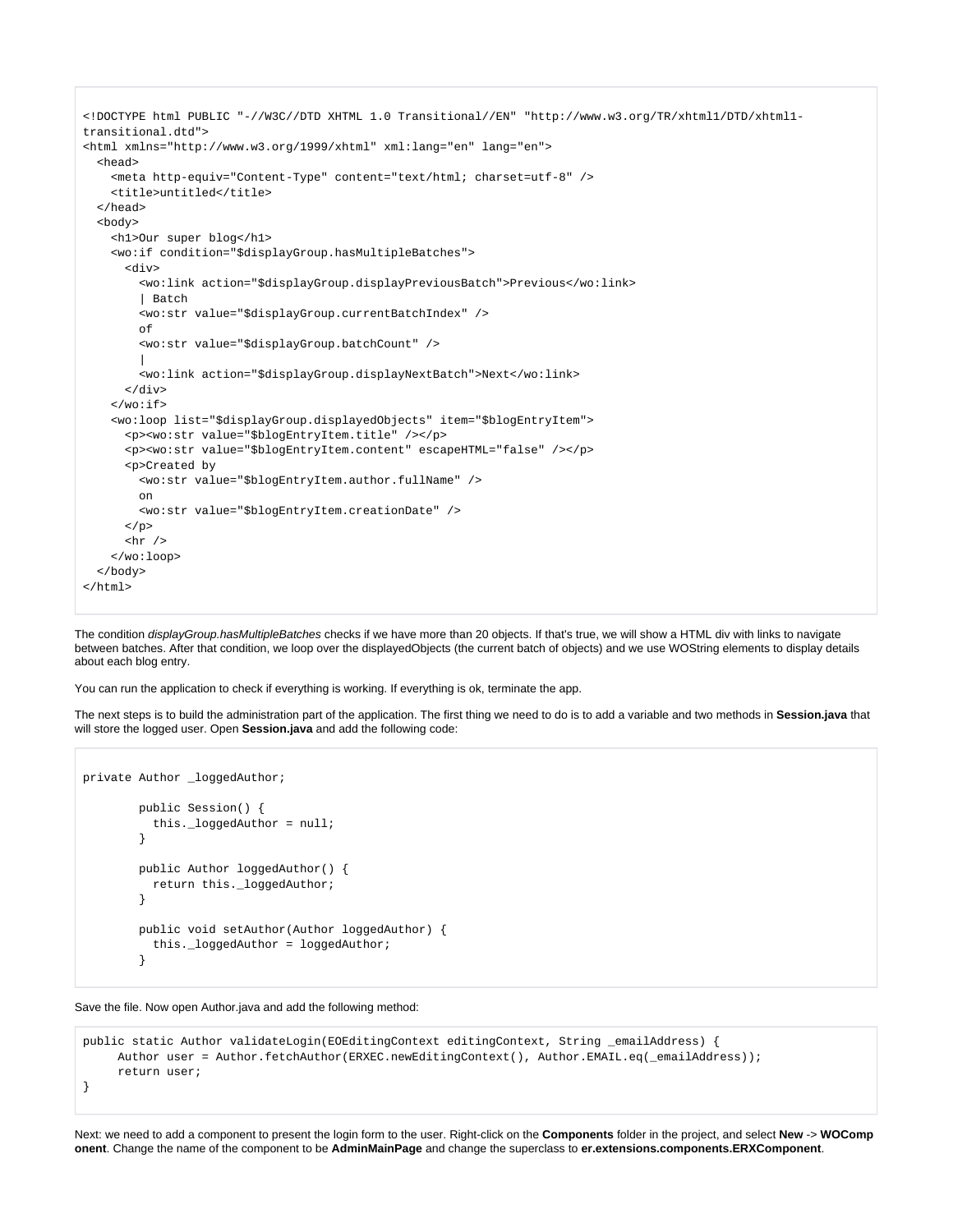```
<!DOCTYPE html PUBLIC "-//W3C//DTD XHTML 1.0 Transitional//EN" "http://www.w3.org/TR/xhtml1/DTD/xhtml1-transitional.dtd">
<html xmlns="http://www.w3.org/1999/xhtml" xml:lang="en" lang="en">
  <head>
    <meta http-equiv="Content-Type" content="text/html; charset=utf-8" />
    <title>untitled</title>
  </head>
  <body>
    <h1>Our super blog</h1>
    <wo:if condition="$displayGroup.hasMultipleBatches">
      <div>
        <wo:link action="$displayGroup.displayPreviousBatch">Previous</wo:link>
        | Batch
        <wo:str value="$displayGroup.currentBatchIndex" />
        of
        <wo:str value="$displayGroup.batchCount" />
        |
        <wo:link action="$displayGroup.displayNextBatch">Next</wo:link>
      </div>
    </wo:if>
    <wo:loop list="$displayGroup.displayedObjects" item="$blogEntryItem">
      <p><wo:str value="$blogEntryItem.title" /></p>
      <p><wo:str value="$blogEntryItem.content" escapeHTML="false" /></p>
      <p>Created by
        <wo:str value="$blogEntryItem.author.fullName" />
        on
        <wo:str value="$blogEntryItem.creationDate" />
      </p>
      <hr />
    </wo:loop>
  </body>
</html>
```

The condition *displayGroup.hasMultipleBatches* checks if we have more than 20 objects. If that's true, we will show a HTML div with links to navigate between batches. After that condition, we loop over the displayedObjects (the current batch of objects) and we use WOString elements to display details about each blog entry.

You can run the application to check if everything is working. If everything is ok, terminate the app.

The next steps is to build the administration part of the application. The first thing we need to do is to add a variable and two methods in **Session.java** that will store the logged user. Open **Session.java** and add the following code:

```
private Author _loggedAuthor;

        public Session() {
          this._loggedAuthor = null;
        }

        public Author loggedAuthor() {
          return this._loggedAuthor;
        }

        public void setAuthor(Author loggedAuthor) {
          this._loggedAuthor = loggedAuthor;
        }
```

Save the file. Now open Author.java and add the following method:

```
public static Author validateLogin(EOEditingContext editingContext, String _emailAddress) {
     Author user = Author.fetchAuthor(ERXEC.newEditingContext(), Author.EMAIL.eq(_emailAddress));
     return user;
}
```

Next: we need to add a component to present the login form to the user. Right-click on the **Components** folder in the project, and select **New** -> **WOComponent**. Change the name of the component to be **AdminMainPage** and change the superclass to **er.extensions.components.ERXComponent**.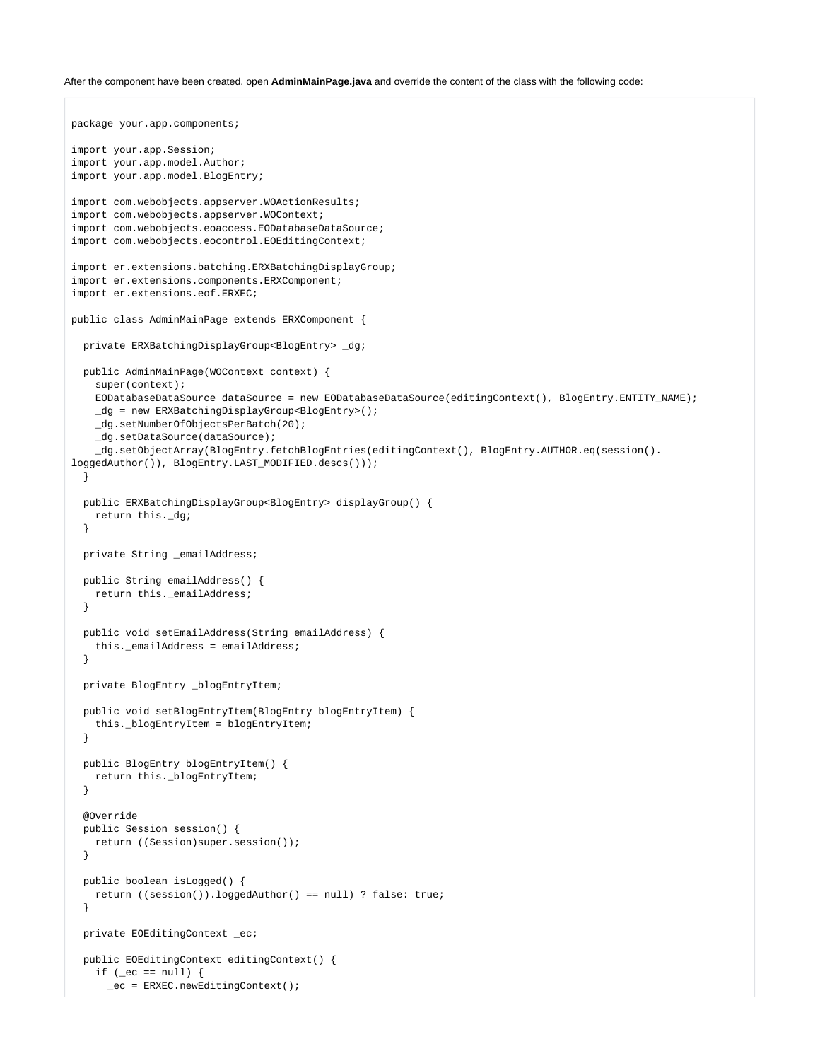After the component have been created, open **AdminMainPage.java** and override the content of the class with the following code:

```
package your.app.components;

import your.app.Session;
import your.app.model.Author;
import your.app.model.BlogEntry;

import com.webobjects.appserver.WOActionResults;
import com.webobjects.appserver.WOContext;
import com.webobjects.eoaccess.EODatabaseDataSource;
import com.webobjects.eocontrol.EOEditingContext;

import er.extensions.batching.ERXBatchingDisplayGroup;
import er.extensions.components.ERXComponent;
import er.extensions.eof.ERXEC;

public class AdminMainPage extends ERXComponent {

  private ERXBatchingDisplayGroup<BlogEntry> _dg;

  public AdminMainPage(WOContext context) {
    super(context);
    EODatabaseDataSource dataSource = new EODatabaseDataSource(editingContext(), BlogEntry.ENTITY_NAME);
    _dg = new ERXBatchingDisplayGroup<BlogEntry>();
    _dg.setNumberOfObjectsPerBatch(20);
    _dg.setDataSource(dataSource);
    _dg.setObjectArray(BlogEntry.fetchBlogEntries(editingContext(), BlogEntry.AUTHOR.eq(session().
loggedAuthor()), BlogEntry.LAST_MODIFIED.descs()));
  }

  public ERXBatchingDisplayGroup<BlogEntry> displayGroup() {
    return this._dg;
  }

  private String _emailAddress;

  public String emailAddress() {
    return this._emailAddress;
  }

  public void setEmailAddress(String emailAddress) {
    this._emailAddress = emailAddress;
  }

  private BlogEntry _blogEntryItem;

  public void setBlogEntryItem(BlogEntry blogEntryItem) {
    this._blogEntryItem = blogEntryItem;
  }

  public BlogEntry blogEntryItem() {
    return this._blogEntryItem;
  }

  @Override
  public Session session() {
    return ((Session)super.session());
  }

  public boolean isLogged() {
    return ((session()).loggedAuthor() == null) ? false: true;
  }

  private EOEditingContext _ec;

  public EOEditingContext editingContext() {
    if (_ec == null) {
      _ec = ERXEC.newEditingContext();
```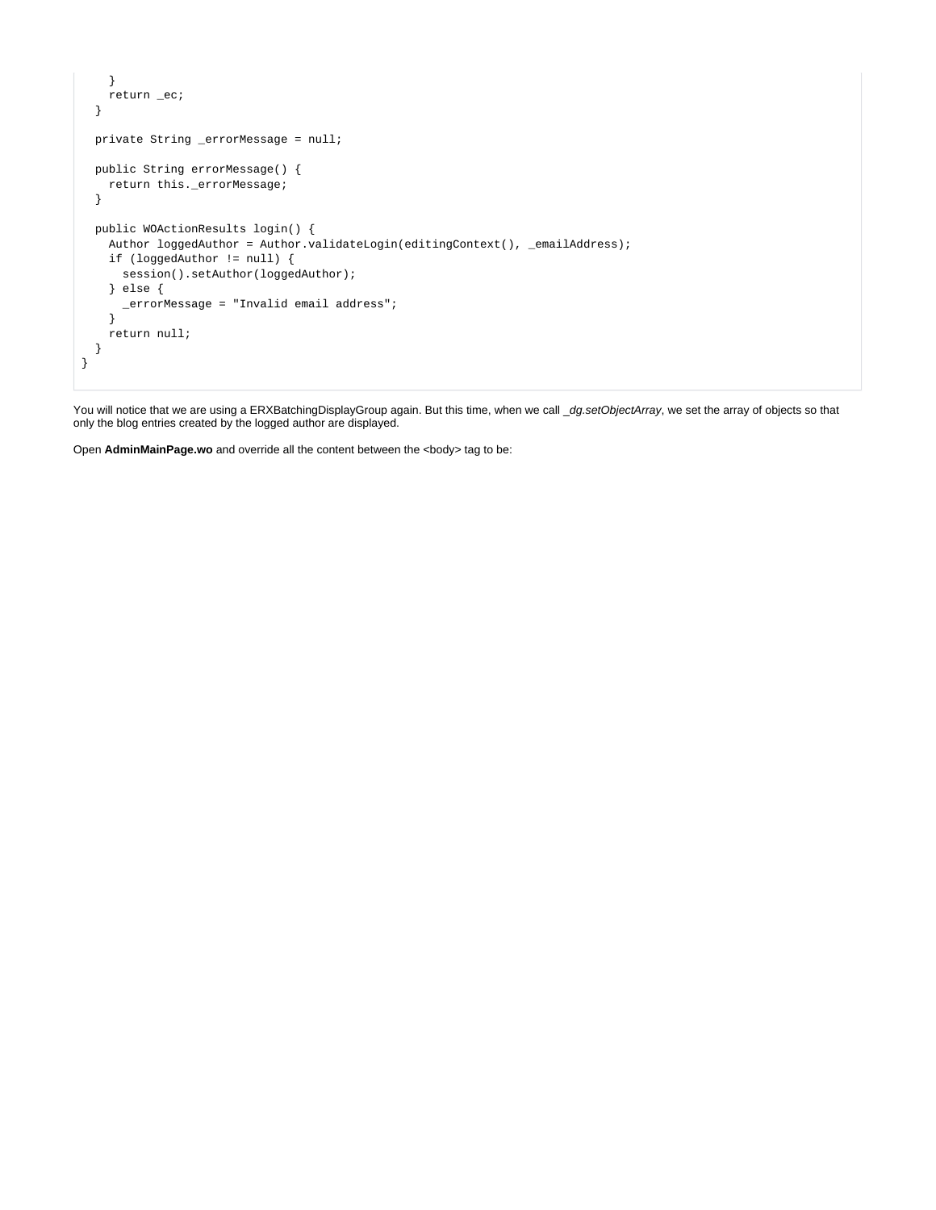```
    }
    return _ec;
  }

  private String _errorMessage = null;

  public String errorMessage() {
    return this._errorMessage;
  }

  public WOActionResults login() {
    Author loggedAuthor = Author.validateLogin(editingContext(), _emailAddress);
    if (loggedAuthor != null) {
      session().setAuthor(loggedAuthor);
    } else {
      _errorMessage = "Invalid email address";
    }
    return null;
  }
}
```

You will notice that we are using a ERXBatchingDisplayGroup again. But this time, when we call *_dg.setObjectArray*, we set the array of objects so that only the blog entries created by the logged author are displayed.

Open **AdminMainPage.wo** and override all the content between the <body> tag to be: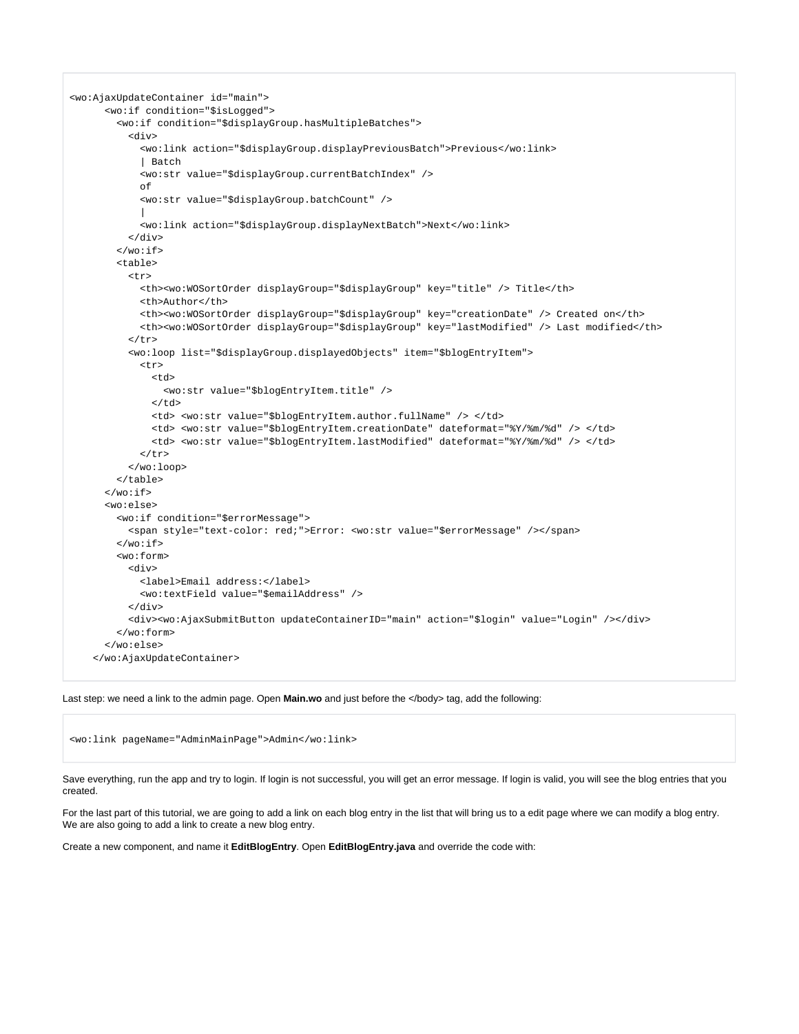```
<wo:AjaxUpdateContainer id="main">
      <wo:if condition="$isLogged">
        <wo:if condition="$displayGroup.hasMultipleBatches">
          <div>
            <wo:link action="$displayGroup.displayPreviousBatch">Previous</wo:link>
            | Batch
            <wo:str value="$displayGroup.currentBatchIndex" />
            of
            <wo:str value="$displayGroup.batchCount" />
            |
            <wo:link action="$displayGroup.displayNextBatch">Next</wo:link>
          </div>
        </wo:if>
        <table>
          <tr>
            <th><wo:WOSortOrder displayGroup="$displayGroup" key="title" /> Title</th>
            <th>Author</th>
            <th><wo:WOSortOrder displayGroup="$displayGroup" key="creationDate" /> Created on</th>
            <th><wo:WOSortOrder displayGroup="$displayGroup" key="lastModified" /> Last modified</th>
          </tr>
          <wo:loop list="$displayGroup.displayedObjects" item="$blogEntryItem">
            <tr>
              <td>
                <wo:str value="$blogEntryItem.title" />
              </td>
              <td> <wo:str value="$blogEntryItem.author.fullName" /> </td>
              <td> <wo:str value="$blogEntryItem.creationDate" dateformat="%Y/%m/%d" /> </td>
              <td> <wo:str value="$blogEntryItem.lastModified" dateformat="%Y/%m/%d" /> </td>
            </tr>
          </wo:loop>
        </table>
      </wo:if>
      <wo:else>
        <wo:if condition="$errorMessage">
          <span style="text-color: red;">Error: <wo:str value="$errorMessage" /></span>
        </wo:if>
        <wo:form>
          <div>
            <label>Email address:</label>
            <wo:textField value="$emailAddress" />
          </div>
          <div><wo:AjaxSubmitButton updateContainerID="main" action="$login" value="Login" /></div>
        </wo:form>
      </wo:else>
    </wo:AjaxUpdateContainer>
```

Last step: we need a link to the admin page. Open **Main.wo** and just before the </body> tag, add the following:

```
<wo:link pageName="AdminMainPage">Admin</wo:link>
```

Save everything, run the app and try to login. If login is not successful, you will get an error message. If login is valid, you will see the blog entries that you created.

For the last part of this tutorial, we are going to add a link on each blog entry in the list that will bring us to a edit page where we can modify a blog entry. We are also going to add a link to create a new blog entry.

Create a new component, and name it **EditBlogEntry**. Open **EditBlogEntry.java** and override the code with: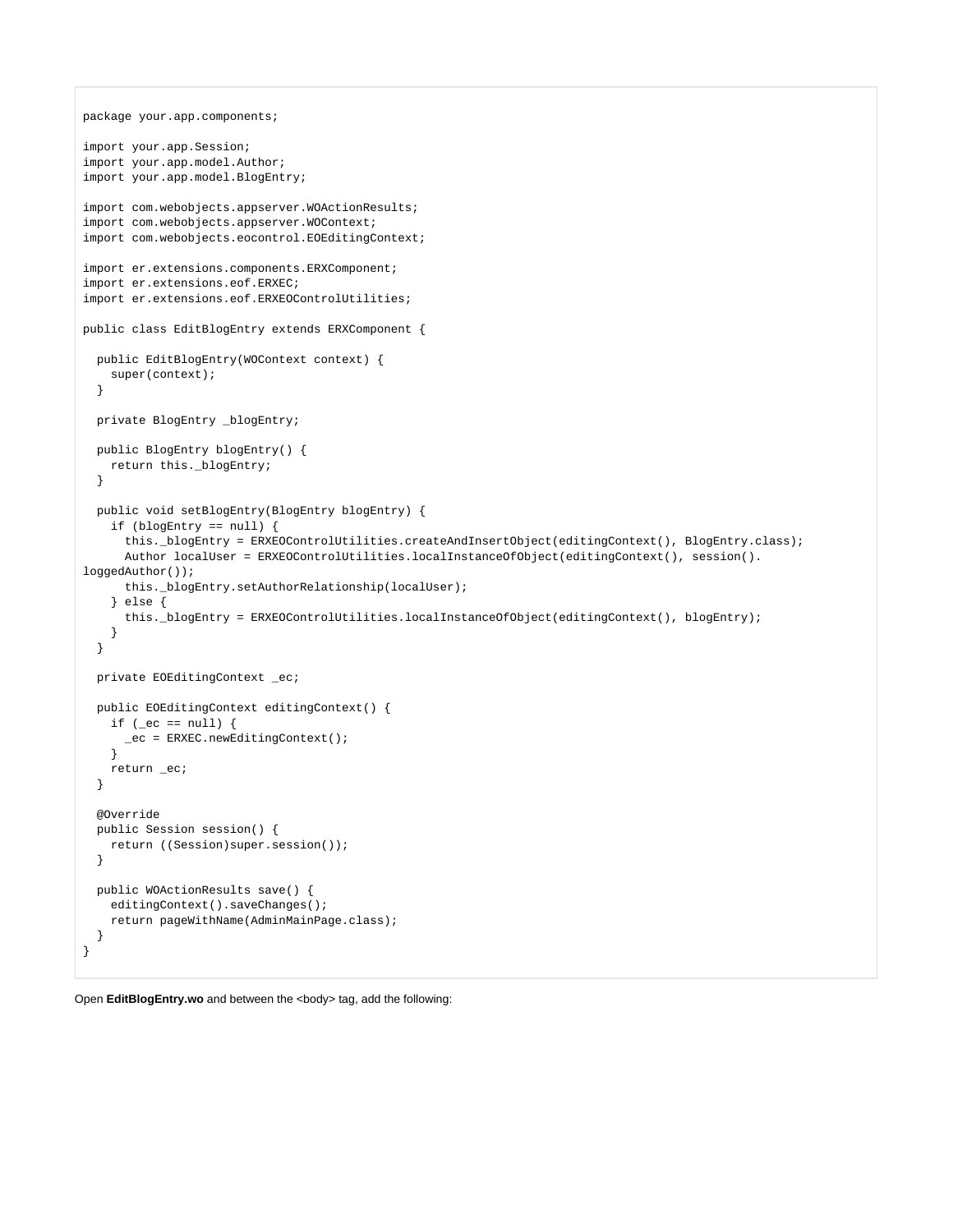```
package your.app.components;

import your.app.Session;
import your.app.model.Author;
import your.app.model.BlogEntry;

import com.webobjects.appserver.WOActionResults;
import com.webobjects.appserver.WOContext;
import com.webobjects.eocontrol.EOEditingContext;

import er.extensions.components.ERXComponent;
import er.extensions.eof.ERXEC;
import er.extensions.eof.ERXEOControlUtilities;

public class EditBlogEntry extends ERXComponent {

  public EditBlogEntry(WOContext context) {
    super(context);
  }

  private BlogEntry _blogEntry;

  public BlogEntry blogEntry() {
    return this._blogEntry;
  }

  public void setBlogEntry(BlogEntry blogEntry) {
    if (blogEntry == null) {
      this._blogEntry = ERXEOControlUtilities.createAndInsertObject(editingContext(), BlogEntry.class);
      Author localUser = ERXEOControlUtilities.localInstanceOfObject(editingContext(), session().
loggedAuthor());
      this._blogEntry.setAuthorRelationship(localUser);
    } else {
      this._blogEntry = ERXEOControlUtilities.localInstanceOfObject(editingContext(), blogEntry);
    }
  }

  private EOEditingContext _ec;

  public EOEditingContext editingContext() {
    if (_ec == null) {
      _ec = ERXEC.newEditingContext();
    }
    return _ec;
  }

  @Override
  public Session session() {
    return ((Session)super.session());
  }

  public WOActionResults save() {
    editingContext().saveChanges();
    return pageWithName(AdminMainPage.class);
  }
}
```

Open **EditBlogEntry.wo** and between the <body> tag, add the following: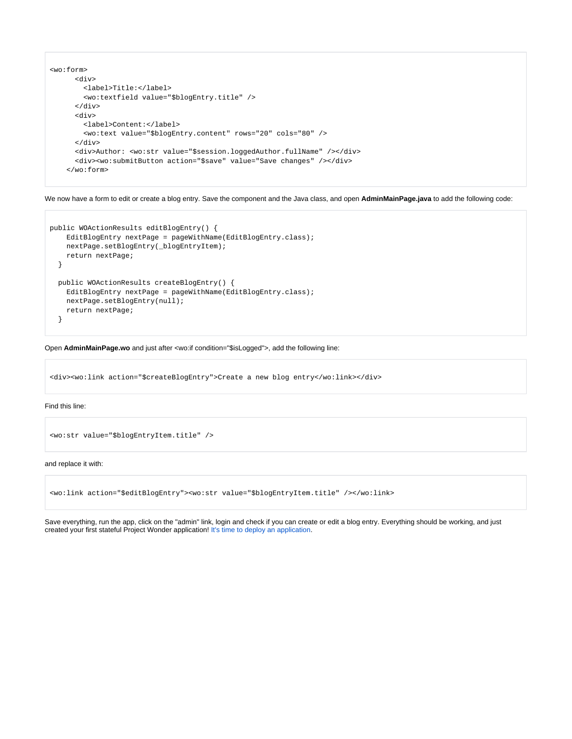```
<wo:form>
      <div>
        <label>Title:</label>
        <wo:textfield value="$blogEntry.title" />
      </div>
      <div>
        <label>Content:</label>
        <wo:text value="$blogEntry.content" rows="20" cols="80" />
      </div>
      <div>Author: <wo:str value="$session.loggedAuthor.fullName" /></div>
      <div><wo:submitButton action="$save" value="Save changes" /></div>
    </wo:form>
```

We now have a form to edit or create a blog entry. Save the component and the Java class, and open **AdminMainPage.java** to add the following code:

```
public WOActionResults editBlogEntry() {
    EditBlogEntry nextPage = pageWithName(EditBlogEntry.class);
    nextPage.setBlogEntry(_blogEntryItem);
    return nextPage;
  }

  public WOActionResults createBlogEntry() {
    EditBlogEntry nextPage = pageWithName(EditBlogEntry.class);
    nextPage.setBlogEntry(null);
    return nextPage;
  }
```

Open **AdminMainPage.wo** and just after <wo:if condition="$isLogged">, add the following line:

```
<div><wo:link action="$createBlogEntry">Create a new blog entry</wo:link></div>
```

Find this line:

```
<wo:str value="$blogEntryItem.title" />
```

and replace it with:

```
<wo:link action="$editBlogEntry"><wo:str value="$blogEntryItem.title" /></wo:link>
```

Save everything, run the app, click on the "admin" link, login and check if you can create or edit a blog entry. Everything should be working, and just created your first stateful Project Wonder application! It's time to deploy an application.